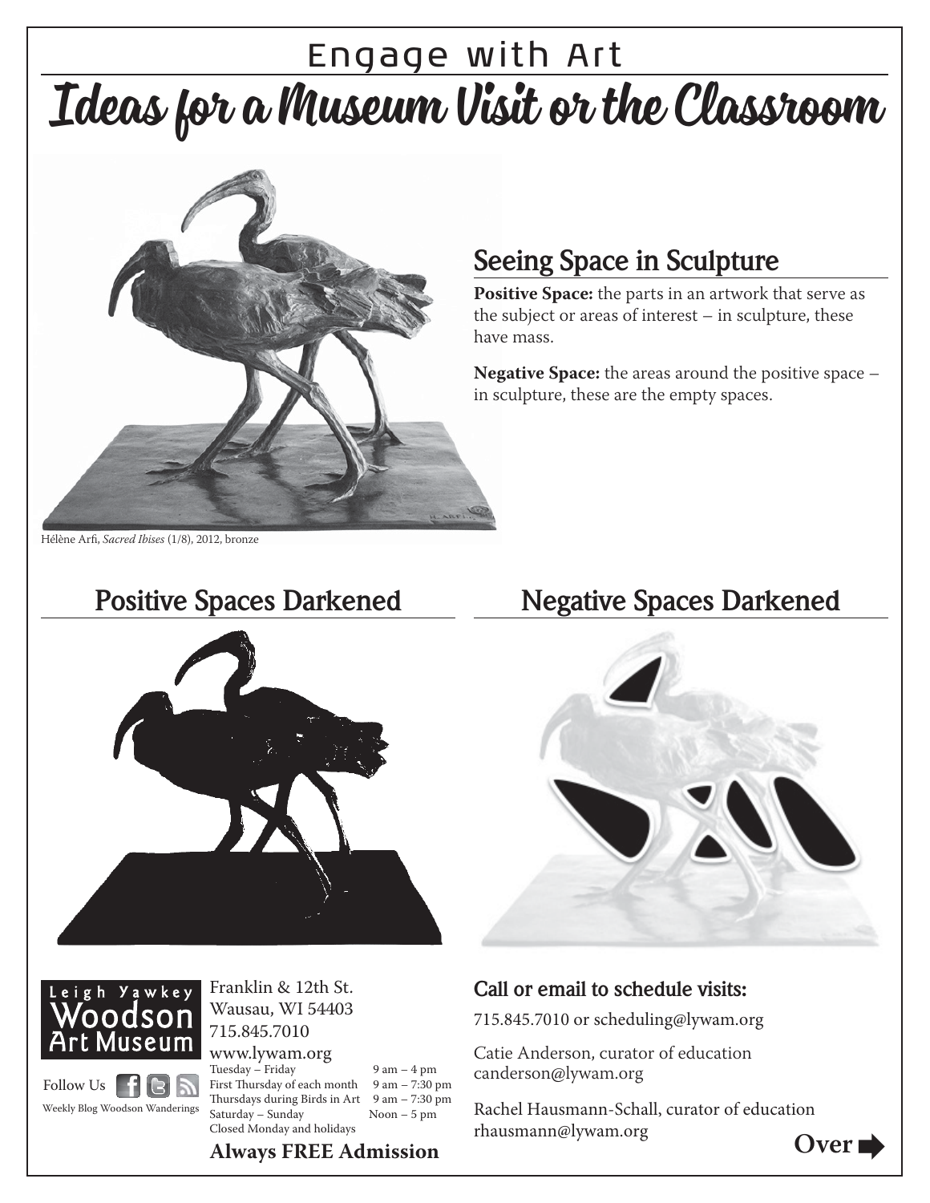# Engage with Art

# Ideas for a Museum Visit or the Classroom

Hélène Arfi, *Sacred Ibises* (1/8), 2012, bronze

## Seeing Space in Sculpture

**Positive Space:** the parts in an artwork that serve as the subject or areas of interest – in sculpture, these have mass.

**Negative Space:** the areas around the positive space – in sculpture, these are the empty spaces.

## Positive Spaces Darkened

## Negative Spaces Darkened

Leigh Yawkey Woodson Art Museum

Franklin & 12th St.
Wausau, WI 54403
715.845.7010
www.lywam.org

| | |
|---|---|
| Tuesday – Friday | 9 am – 4 pm |
| First Thursday of each month | 9 am – 7:30 pm |
| Thursdays during Birds in Art | 9 am – 7:30 pm |
| Saturday – Sunday | Noon – 5 pm |
| Closed Monday and holidays | |

**Always FREE Admission**

Follow Us

Weekly Blog Woodson Wanderings

### Call or email to schedule visits:

715.845.7010 or scheduling@lywam.org

Catie Anderson, curator of education
canderson@lywam.org

Rachel Hausmann-Schall, curator of education
rhausmann@lywam.org

**Over**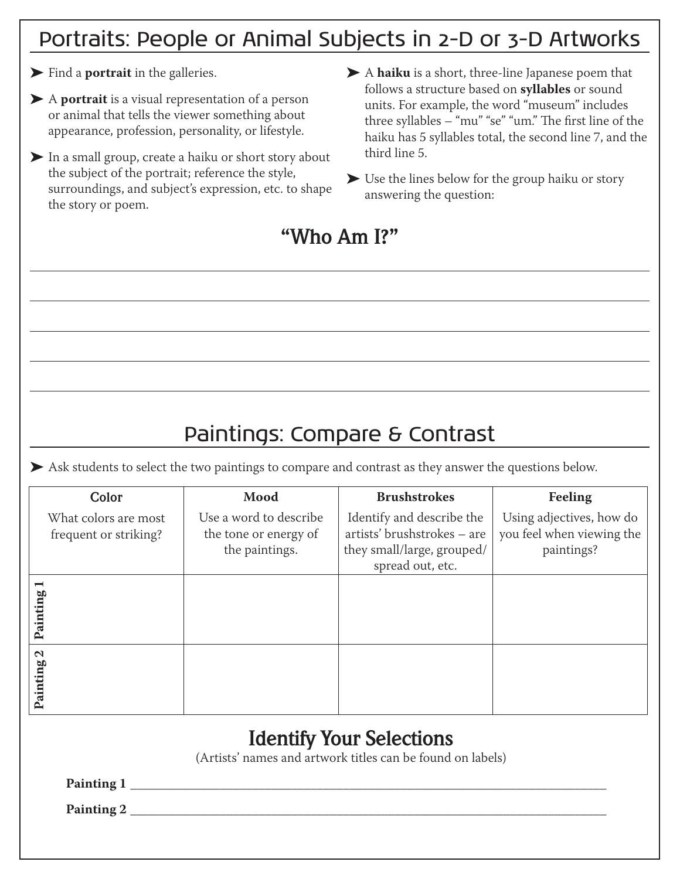## Portraits: People or Animal Subjects in 2-D or 3-D Artworks

- Find a **portrait** in the galleries.
- A **portrait** is a visual representation of a person or animal that tells the viewer something about appearance, profession, personality, or lifestyle.
- In a small group, create a haiku or short story about the subject of the portrait; reference the style, surroundings, and subject's expression, etc. to shape the story or poem.
- A **haiku** is a short, three-line Japanese poem that follows a structure based on **syllables** or sound units. For example, the word "museum" includes three syllables – "mu" "se" "um." The first line of the haiku has 5 syllables total, the second line 7, and the third line 5.
- Use the lines below for the group haiku or story answering the question:

### "Who Am I?"

\_\_\_\_\_\_\_\_\_\_\_\_\_\_\_\_\_\_\_\_\_\_\_\_\_\_\_\_\_\_\_\_\_\_\_\_\_\_\_\_\_\_\_\_\_\_\_\_\_\_\_\_\_\_\_\_\_\_\_\_

\_\_\_\_\_\_\_\_\_\_\_\_\_\_\_\_\_\_\_\_\_\_\_\_\_\_\_\_\_\_\_\_\_\_\_\_\_\_\_\_\_\_\_\_\_\_\_\_\_\_\_\_\_\_\_\_\_\_\_\_

\_\_\_\_\_\_\_\_\_\_\_\_\_\_\_\_\_\_\_\_\_\_\_\_\_\_\_\_\_\_\_\_\_\_\_\_\_\_\_\_\_\_\_\_\_\_\_\_\_\_\_\_\_\_\_\_\_\_\_\_

\_\_\_\_\_\_\_\_\_\_\_\_\_\_\_\_\_\_\_\_\_\_\_\_\_\_\_\_\_\_\_\_\_\_\_\_\_\_\_\_\_\_\_\_\_\_\_\_\_\_\_\_\_\_\_\_\_\_\_\_

\_\_\_\_\_\_\_\_\_\_\_\_\_\_\_\_\_\_\_\_\_\_\_\_\_\_\_\_\_\_\_\_\_\_\_\_\_\_\_\_\_\_\_\_\_\_\_\_\_\_\_\_\_\_\_\_\_\_\_\_

## Paintings: Compare & Contrast

- Ask students to select the two paintings to compare and contrast as they answer the questions below.

| | Color<br>What colors are most frequent or striking? | Mood<br>Use a word to describe the tone or energy of the paintings. | Brushstrokes<br>Identify and describe the artists' brushstrokes – are they small/large, grouped/spread out, etc. | Feeling<br>Using adjectives, how do you feel when viewing the paintings? |
|---|---|---|---|---|
| Painting 1 | | | | |
| Painting 2 | | | | |

### Identify Your Selections

(Artists' names and artwork titles can be found on labels)

**Painting 1** \_\_\_\_\_\_\_\_\_\_\_\_\_\_\_\_\_\_\_\_\_\_\_\_\_\_\_\_\_\_\_\_\_\_\_\_\_\_\_\_\_\_\_\_\_\_\_\_\_\_\_\_

**Painting 2** \_\_\_\_\_\_\_\_\_\_\_\_\_\_\_\_\_\_\_\_\_\_\_\_\_\_\_\_\_\_\_\_\_\_\_\_\_\_\_\_\_\_\_\_\_\_\_\_\_\_\_\_